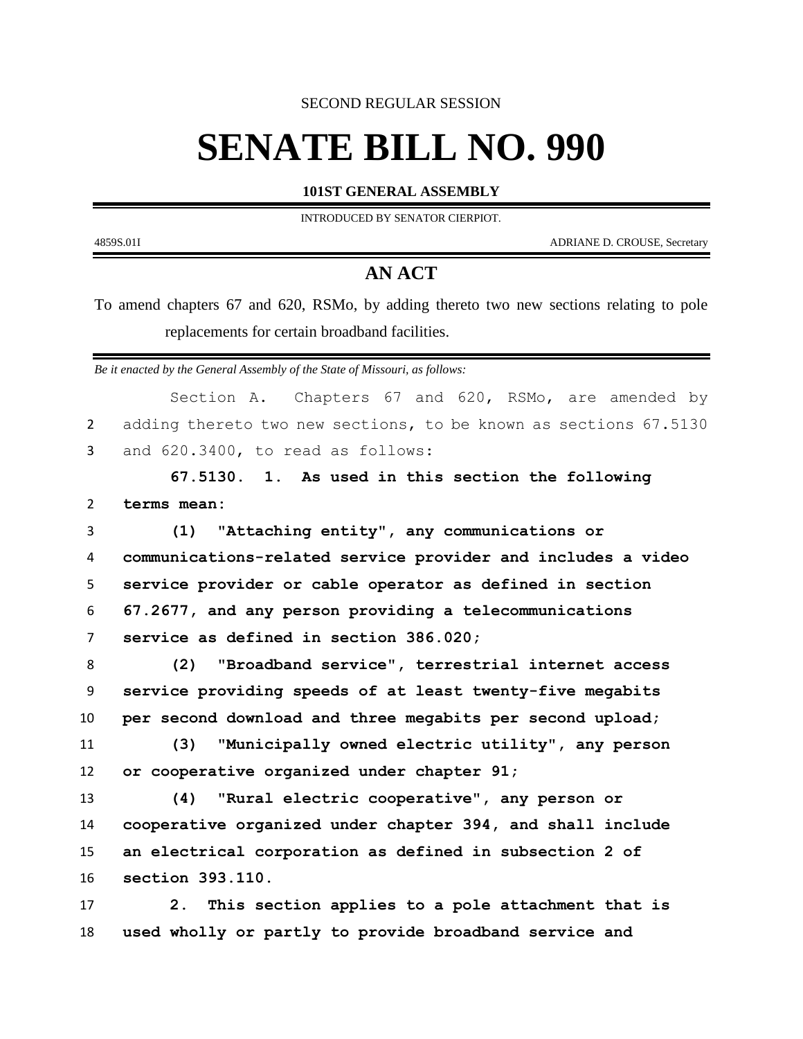SECOND REGULAR SESSION

# SENATE BILL NO. 990

**101ST GENERAL ASSEMBLY**

INTRODUCED BY SENATOR CIERPIOT.

4859S.01I ADRIANE D. CROUSE, Secretary

## AN ACT

To amend chapters 67 and 620, RSMo, by adding thereto two new sections relating to pole replacements for certain broadband facilities.

*Be it enacted by the General Assembly of the State of Missouri, as follows:*

Section A. Chapters 67 and 620, RSMo, are amended by adding thereto two new sections, to be known as sections 67.5130 and 620.3400, to read as follows:

**67.5130. 1. As used in this section the following terms mean:**

**(1) "Attaching entity", any communications or communications-related service provider and includes a video service provider or cable operator as defined in section 67.2677, and any person providing a telecommunications service as defined in section 386.020;**

**(2) "Broadband service", terrestrial internet access service providing speeds of at least twenty-five megabits per second download and three megabits per second upload;**

**(3) "Municipally owned electric utility", any person or cooperative organized under chapter 91;**

**(4) "Rural electric cooperative", any person or cooperative organized under chapter 394, and shall include an electrical corporation as defined in subsection 2 of section 393.110.**

**2. This section applies to a pole attachment that is used wholly or partly to provide broadband service and**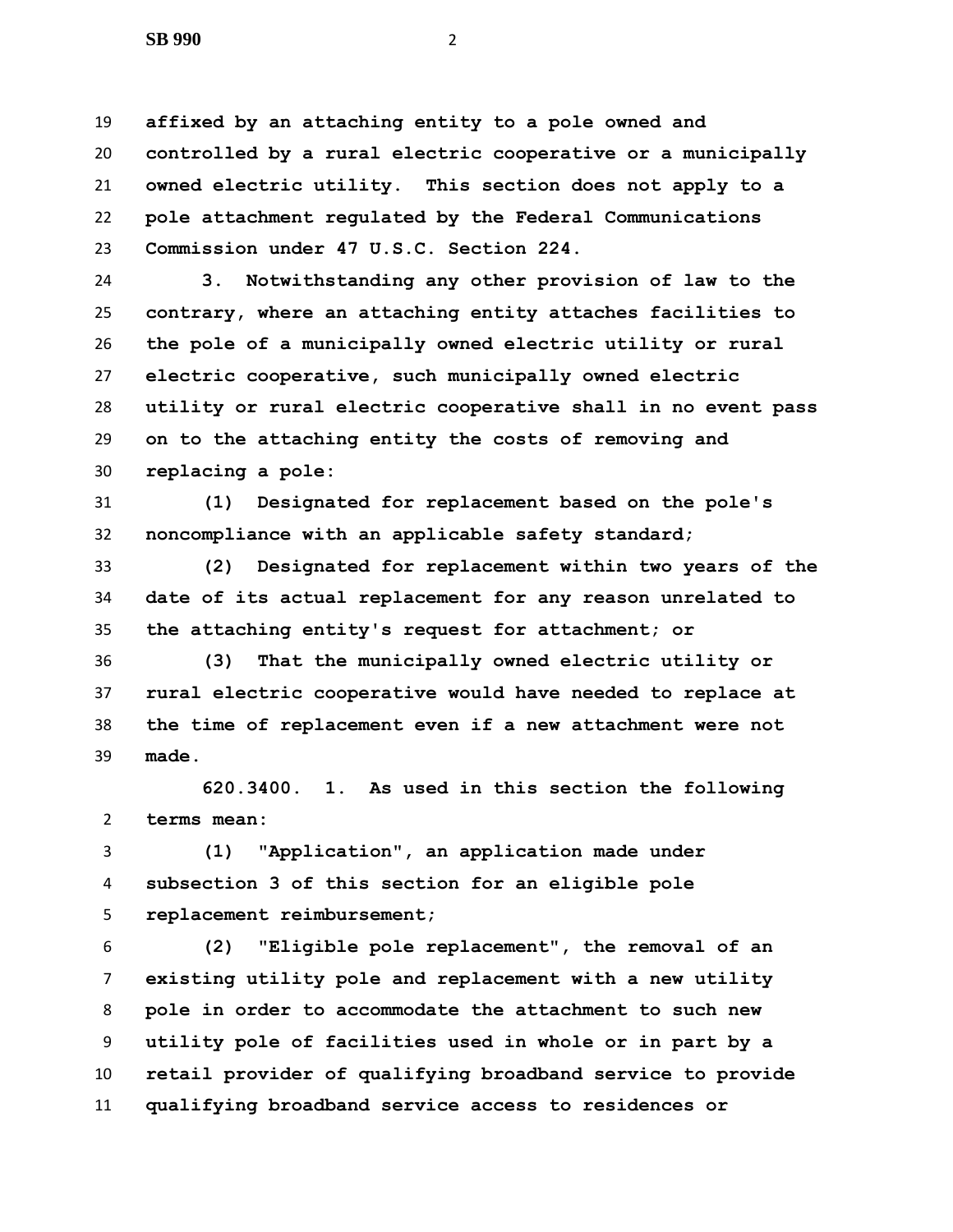**affixed by an attaching entity to a pole owned and controlled by a rural electric cooperative or a municipally owned electric utility. This section does not apply to a pole attachment regulated by the Federal Communications Commission under 47 U.S.C. Section 224.**

**3. Notwithstanding any other provision of law to the contrary, where an attaching entity attaches facilities to the pole of a municipally owned electric utility or rural electric cooperative, such municipally owned electric utility or rural electric cooperative shall in no event pass on to the attaching entity the costs of removing and replacing a pole:**

**(1) Designated for replacement based on the pole's noncompliance with an applicable safety standard;**

**(2) Designated for replacement within two years of the date of its actual replacement for any reason unrelated to the attaching entity's request for attachment; or**

**(3) That the municipally owned electric utility or rural electric cooperative would have needed to replace at the time of replacement even if a new attachment were not made.**

**620.3400. 1. As used in this section the following terms mean:**

**(1) "Application", an application made under subsection 3 of this section for an eligible pole replacement reimbursement;**

**(2) "Eligible pole replacement", the removal of an existing utility pole and replacement with a new utility pole in order to accommodate the attachment to such new utility pole of facilities used in whole or in part by a retail provider of qualifying broadband service to provide qualifying broadband service access to residences or**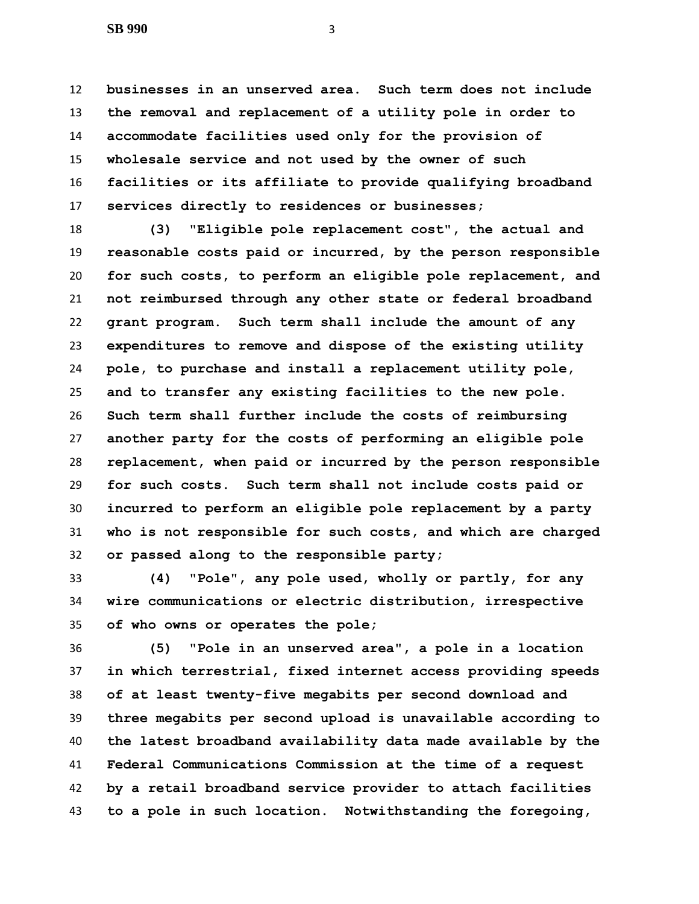**businesses in an unserved area. Such term does not include the removal and replacement of a utility pole in order to accommodate facilities used only for the provision of wholesale service and not used by the owner of such facilities or its affiliate to provide qualifying broadband services directly to residences or businesses;**

**(3) "Eligible pole replacement cost", the actual and reasonable costs paid or incurred, by the person responsible for such costs, to perform an eligible pole replacement, and not reimbursed through any other state or federal broadband grant program. Such term shall include the amount of any expenditures to remove and dispose of the existing utility pole, to purchase and install a replacement utility pole, and to transfer any existing facilities to the new pole. Such term shall further include the costs of reimbursing another party for the costs of performing an eligible pole replacement, when paid or incurred by the person responsible for such costs. Such term shall not include costs paid or incurred to perform an eligible pole replacement by a party who is not responsible for such costs, and which are charged or passed along to the responsible party;**

**(4) "Pole", any pole used, wholly or partly, for any wire communications or electric distribution, irrespective of who owns or operates the pole;**

**(5) "Pole in an unserved area", a pole in a location in which terrestrial, fixed internet access providing speeds of at least twenty-five megabits per second download and three megabits per second upload is unavailable according to the latest broadband availability data made available by the Federal Communications Commission at the time of a request by a retail broadband service provider to attach facilities to a pole in such location. Notwithstanding the foregoing,**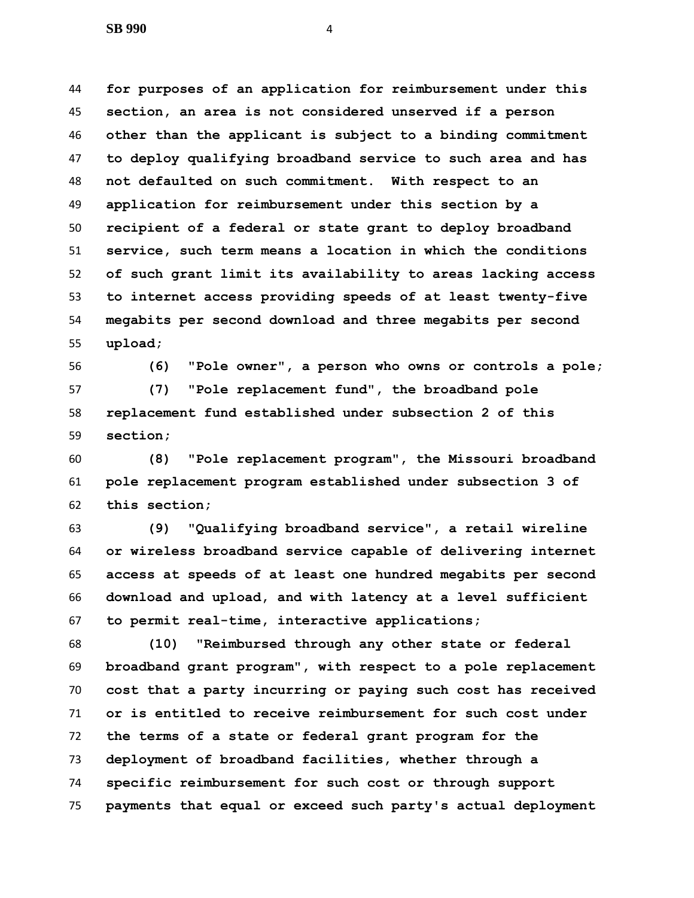**for purposes of an application for reimbursement under this section, an area is not considered unserved if a person other than the applicant is subject to a binding commitment to deploy qualifying broadband service to such area and has not defaulted on such commitment. With respect to an application for reimbursement under this section by a recipient of a federal or state grant to deploy broadband service, such term means a location in which the conditions of such grant limit its availability to areas lacking access to internet access providing speeds of at least twenty-five megabits per second download and three megabits per second upload;**

**(6) "Pole owner", a person who owns or controls a pole;**

**(7) "Pole replacement fund", the broadband pole replacement fund established under subsection 2 of this section;**

**(8) "Pole replacement program", the Missouri broadband pole replacement program established under subsection 3 of this section;**

**(9) "Qualifying broadband service", a retail wireline or wireless broadband service capable of delivering internet access at speeds of at least one hundred megabits per second download and upload, and with latency at a level sufficient to permit real-time, interactive applications;**

**(10) "Reimbursed through any other state or federal broadband grant program", with respect to a pole replacement cost that a party incurring or paying such cost has received or is entitled to receive reimbursement for such cost under the terms of a state or federal grant program for the deployment of broadband facilities, whether through a specific reimbursement for such cost or through support payments that equal or exceed such party's actual deployment**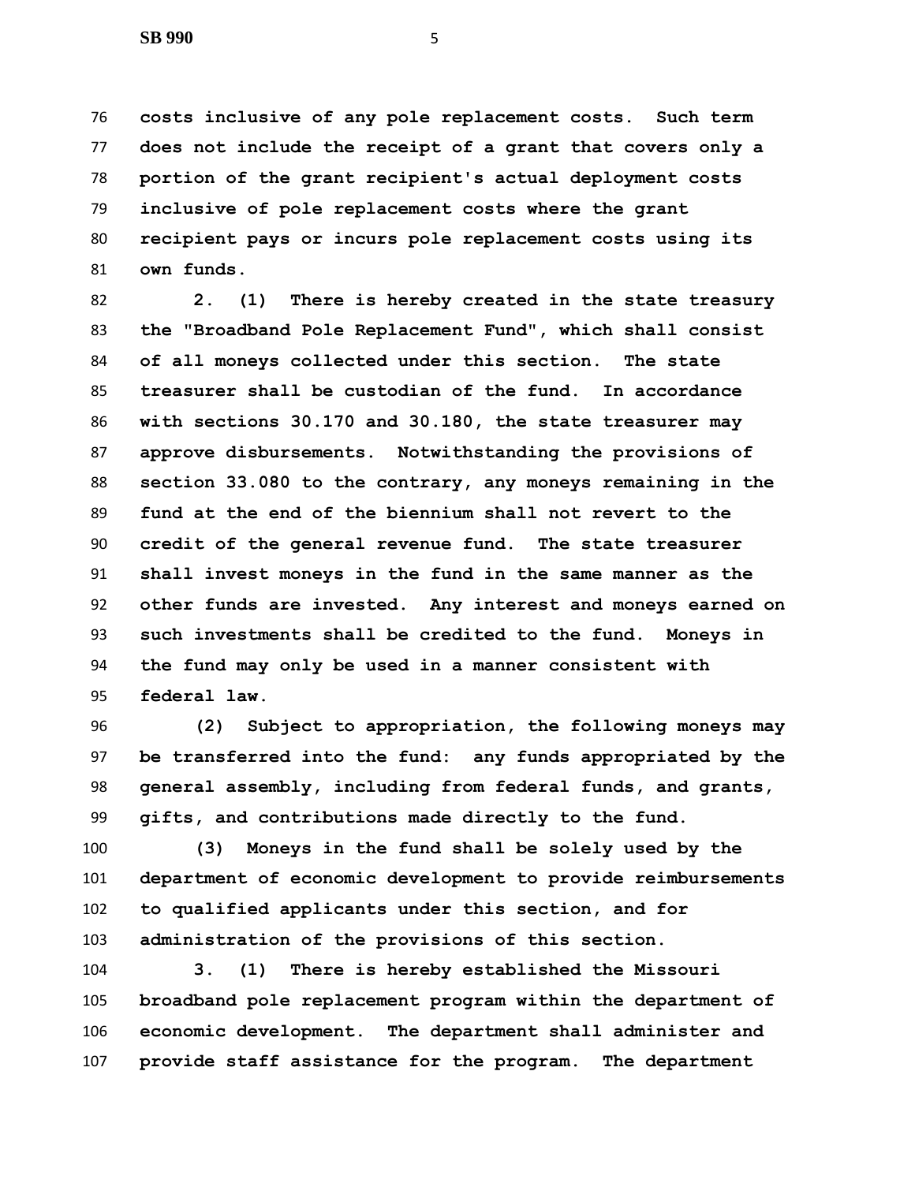**costs inclusive of any pole replacement costs. Such term does not include the receipt of a grant that covers only a portion of the grant recipient's actual deployment costs inclusive of pole replacement costs where the grant recipient pays or incurs pole replacement costs using its own funds.**

**2. (1) There is hereby created in the state treasury the "Broadband Pole Replacement Fund", which shall consist of all moneys collected under this section. The state treasurer shall be custodian of the fund. In accordance with sections 30.170 and 30.180, the state treasurer may approve disbursements. Notwithstanding the provisions of section 33.080 to the contrary, any moneys remaining in the fund at the end of the biennium shall not revert to the credit of the general revenue fund. The state treasurer shall invest moneys in the fund in the same manner as the other funds are invested. Any interest and moneys earned on such investments shall be credited to the fund. Moneys in the fund may only be used in a manner consistent with federal law.**

**(2) Subject to appropriation, the following moneys may be transferred into the fund: any funds appropriated by the general assembly, including from federal funds, and grants, gifts, and contributions made directly to the fund.**

**(3) Moneys in the fund shall be solely used by the department of economic development to provide reimbursements to qualified applicants under this section, and for administration of the provisions of this section.**

**3. (1) There is hereby established the Missouri broadband pole replacement program within the department of economic development. The department shall administer and provide staff assistance for the program. The department**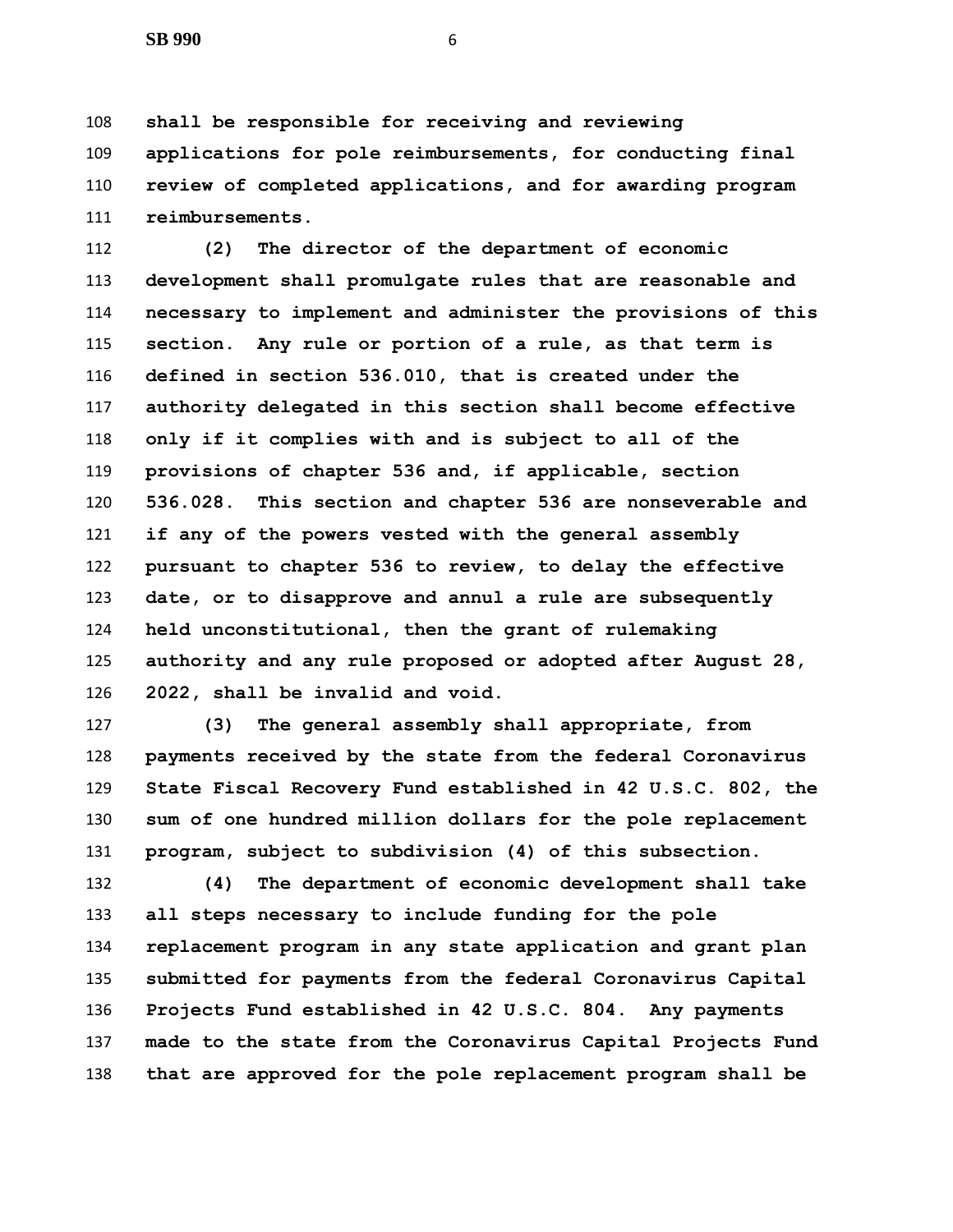**shall be responsible for receiving and reviewing applications for pole reimbursements, for conducting final review of completed applications, and for awarding program reimbursements.**

**(2) The director of the department of economic development shall promulgate rules that are reasonable and necessary to implement and administer the provisions of this section. Any rule or portion of a rule, as that term is defined in section 536.010, that is created under the authority delegated in this section shall become effective only if it complies with and is subject to all of the provisions of chapter 536 and, if applicable, section 536.028. This section and chapter 536 are nonseverable and if any of the powers vested with the general assembly pursuant to chapter 536 to review, to delay the effective date, or to disapprove and annul a rule are subsequently held unconstitutional, then the grant of rulemaking authority and any rule proposed or adopted after August 28, 2022, shall be invalid and void.**

**(3) The general assembly shall appropriate, from payments received by the state from the federal Coronavirus State Fiscal Recovery Fund established in 42 U.S.C. 802, the sum of one hundred million dollars for the pole replacement program, subject to subdivision (4) of this subsection.**

**(4) The department of economic development shall take all steps necessary to include funding for the pole replacement program in any state application and grant plan submitted for payments from the federal Coronavirus Capital Projects Fund established in 42 U.S.C. 804. Any payments made to the state from the Coronavirus Capital Projects Fund that are approved for the pole replacement program shall be**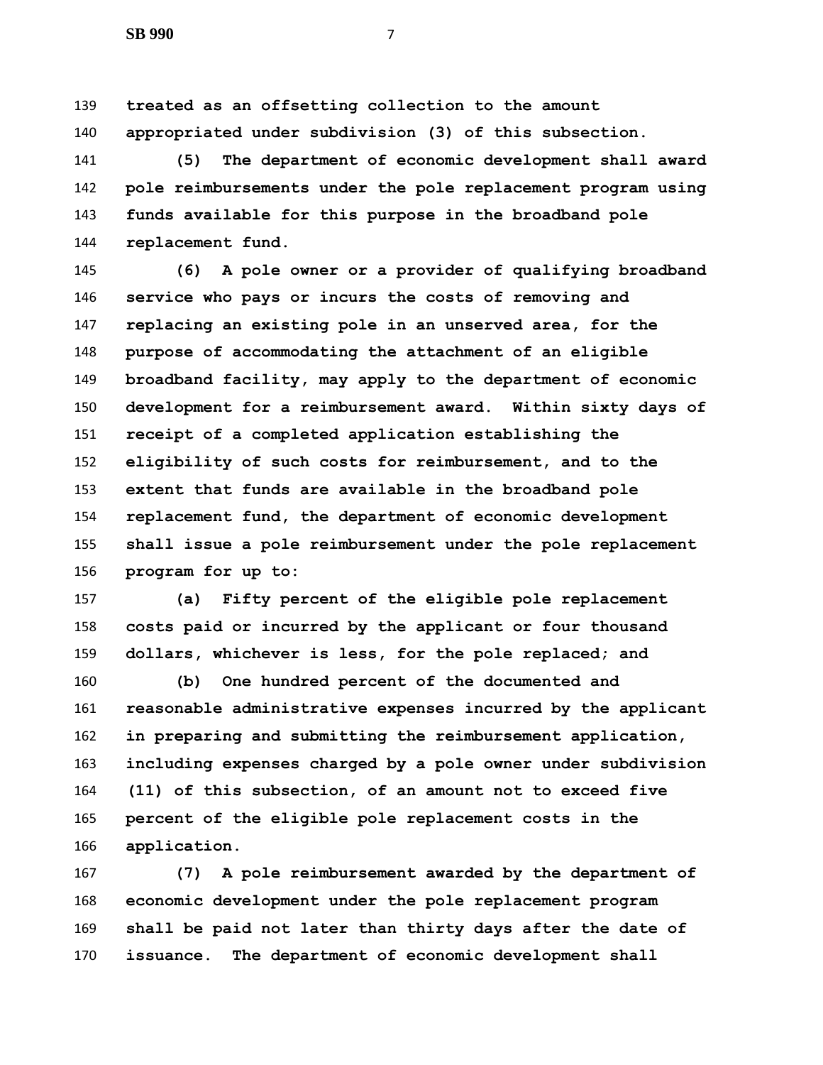**treated as an offsetting collection to the amount appropriated under subdivision (3) of this subsection.**

**(5) The department of economic development shall award pole reimbursements under the pole replacement program using funds available for this purpose in the broadband pole replacement fund.**

**(6) A pole owner or a provider of qualifying broadband service who pays or incurs the costs of removing and replacing an existing pole in an unserved area, for the purpose of accommodating the attachment of an eligible broadband facility, may apply to the department of economic development for a reimbursement award. Within sixty days of receipt of a completed application establishing the eligibility of such costs for reimbursement, and to the extent that funds are available in the broadband pole replacement fund, the department of economic development shall issue a pole reimbursement under the pole replacement program for up to:**

**(a) Fifty percent of the eligible pole replacement costs paid or incurred by the applicant or four thousand dollars, whichever is less, for the pole replaced; and**

**(b) One hundred percent of the documented and reasonable administrative expenses incurred by the applicant in preparing and submitting the reimbursement application, including expenses charged by a pole owner under subdivision (11) of this subsection, of an amount not to exceed five percent of the eligible pole replacement costs in the application.**

**(7) A pole reimbursement awarded by the department of economic development under the pole replacement program shall be paid not later than thirty days after the date of issuance. The department of economic development shall**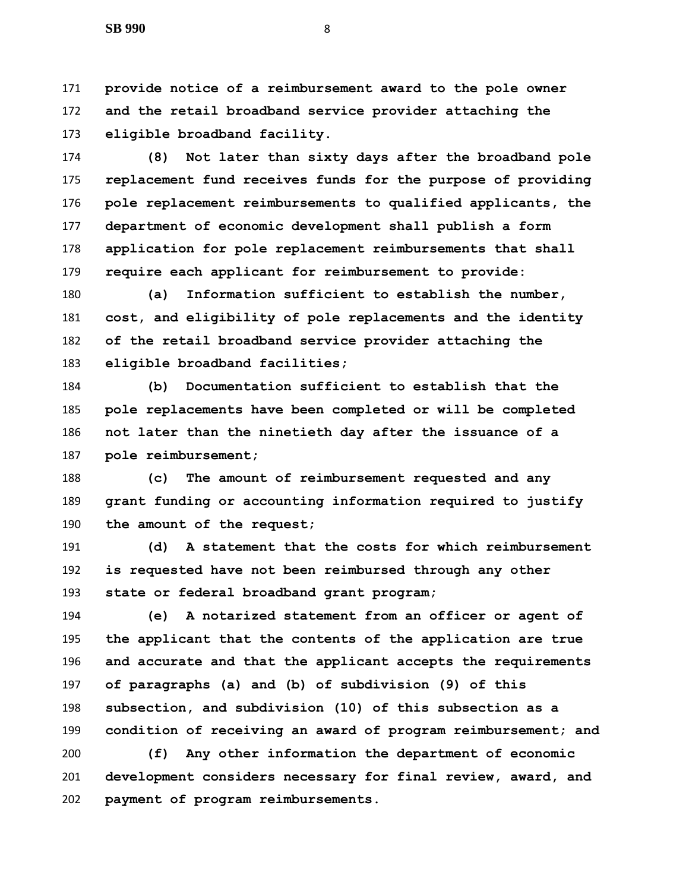**provide notice of a reimbursement award to the pole owner and the retail broadband service provider attaching the eligible broadband facility.**

**(8) Not later than sixty days after the broadband pole replacement fund receives funds for the purpose of providing pole replacement reimbursements to qualified applicants, the department of economic development shall publish a form application for pole replacement reimbursements that shall require each applicant for reimbursement to provide:**

**(a) Information sufficient to establish the number, cost, and eligibility of pole replacements and the identity of the retail broadband service provider attaching the eligible broadband facilities;**

**(b) Documentation sufficient to establish that the pole replacements have been completed or will be completed not later than the ninetieth day after the issuance of a pole reimbursement;**

**(c) The amount of reimbursement requested and any grant funding or accounting information required to justify the amount of the request;**

**(d) A statement that the costs for which reimbursement is requested have not been reimbursed through any other state or federal broadband grant program;**

**(e) A notarized statement from an officer or agent of the applicant that the contents of the application are true and accurate and that the applicant accepts the requirements of paragraphs (a) and (b) of subdivision (9) of this subsection, and subdivision (10) of this subsection as a condition of receiving an award of program reimbursement; and**

**(f) Any other information the department of economic development considers necessary for final review, award, and payment of program reimbursements.**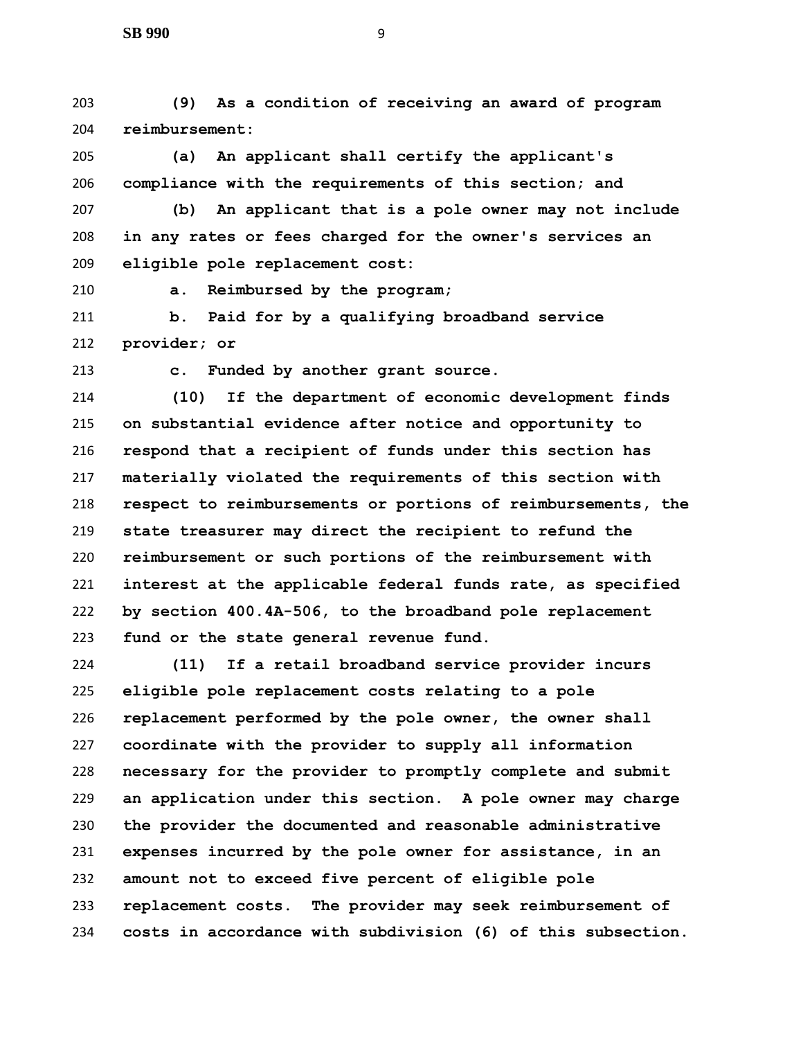**(9) As a condition of receiving an award of program reimbursement:**

**(a) An applicant shall certify the applicant's compliance with the requirements of this section; and**

**(b) An applicant that is a pole owner may not include in any rates or fees charged for the owner's services an eligible pole replacement cost:**

**a. Reimbursed by the program;**

**b. Paid for by a qualifying broadband service provider; or**

**c. Funded by another grant source.**

**(10) If the department of economic development finds on substantial evidence after notice and opportunity to respond that a recipient of funds under this section has materially violated the requirements of this section with respect to reimbursements or portions of reimbursements, the state treasurer may direct the recipient to refund the reimbursement or such portions of the reimbursement with interest at the applicable federal funds rate, as specified by section 400.4A-506, to the broadband pole replacement fund or the state general revenue fund.**

**(11) If a retail broadband service provider incurs eligible pole replacement costs relating to a pole replacement performed by the pole owner, the owner shall coordinate with the provider to supply all information necessary for the provider to promptly complete and submit an application under this section. A pole owner may charge the provider the documented and reasonable administrative expenses incurred by the pole owner for assistance, in an amount not to exceed five percent of eligible pole replacement costs. The provider may seek reimbursement of costs in accordance with subdivision (6) of this subsection.**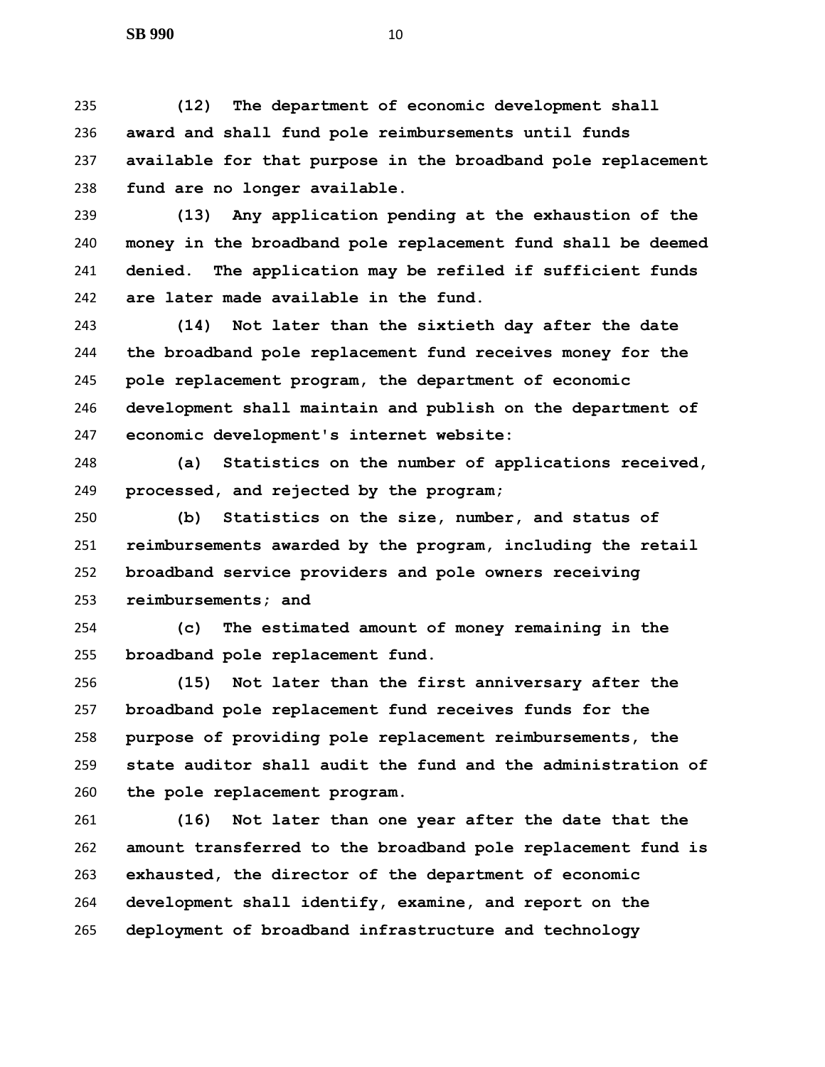**(12) The department of economic development shall award and shall fund pole reimbursements until funds available for that purpose in the broadband pole replacement fund are no longer available.**

**(13) Any application pending at the exhaustion of the money in the broadband pole replacement fund shall be deemed denied. The application may be refiled if sufficient funds are later made available in the fund.**

**(14) Not later than the sixtieth day after the date the broadband pole replacement fund receives money for the pole replacement program, the department of economic development shall maintain and publish on the department of economic development's internet website:**

**(a) Statistics on the number of applications received, processed, and rejected by the program;**

**(b) Statistics on the size, number, and status of reimbursements awarded by the program, including the retail broadband service providers and pole owners receiving reimbursements; and**

**(c) The estimated amount of money remaining in the broadband pole replacement fund.**

**(15) Not later than the first anniversary after the broadband pole replacement fund receives funds for the purpose of providing pole replacement reimbursements, the state auditor shall audit the fund and the administration of the pole replacement program.**

**(16) Not later than one year after the date that the amount transferred to the broadband pole replacement fund is exhausted, the director of the department of economic development shall identify, examine, and report on the deployment of broadband infrastructure and technology**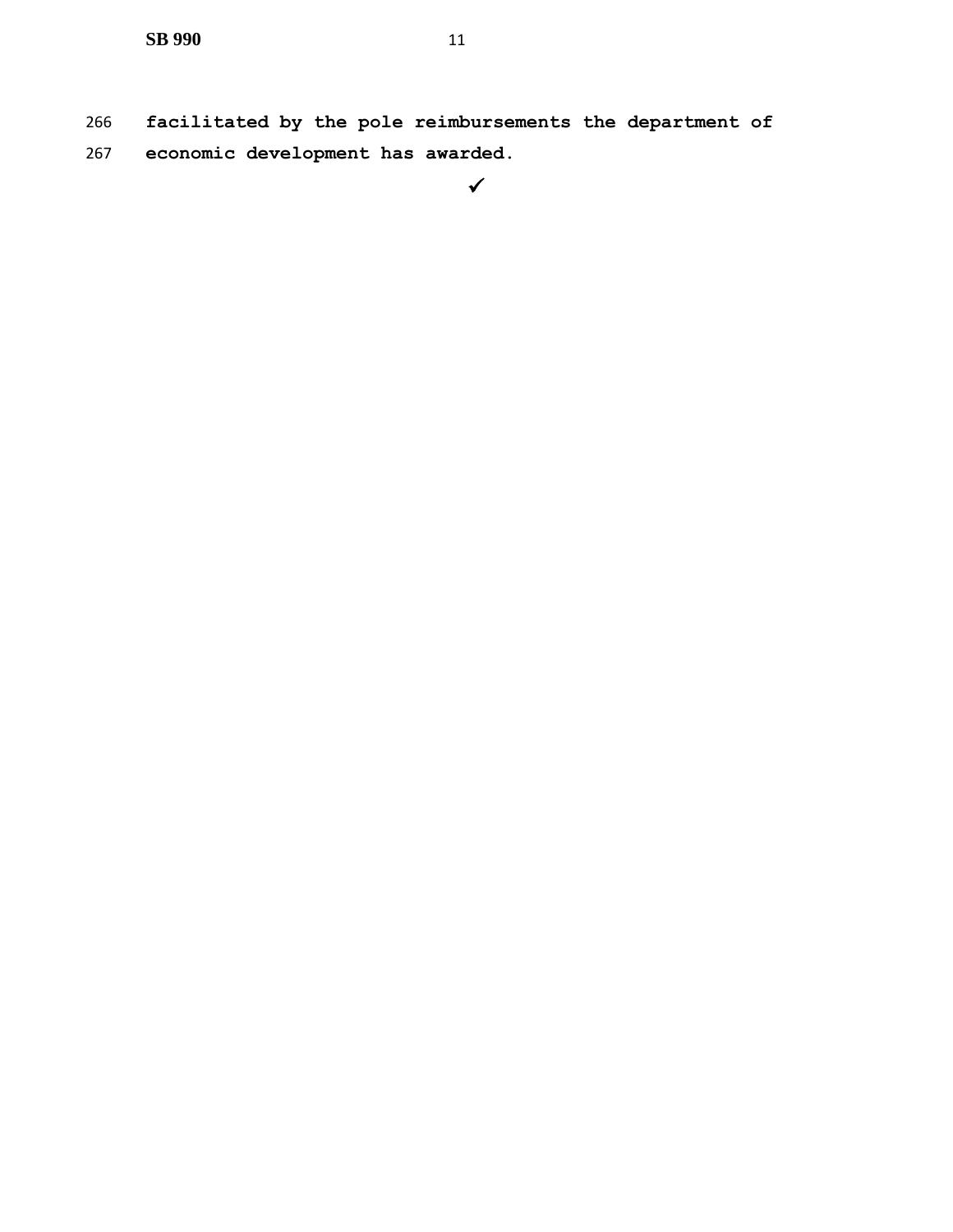**facilitated by the pole reimbursements the department of economic development has awarded.**

✓